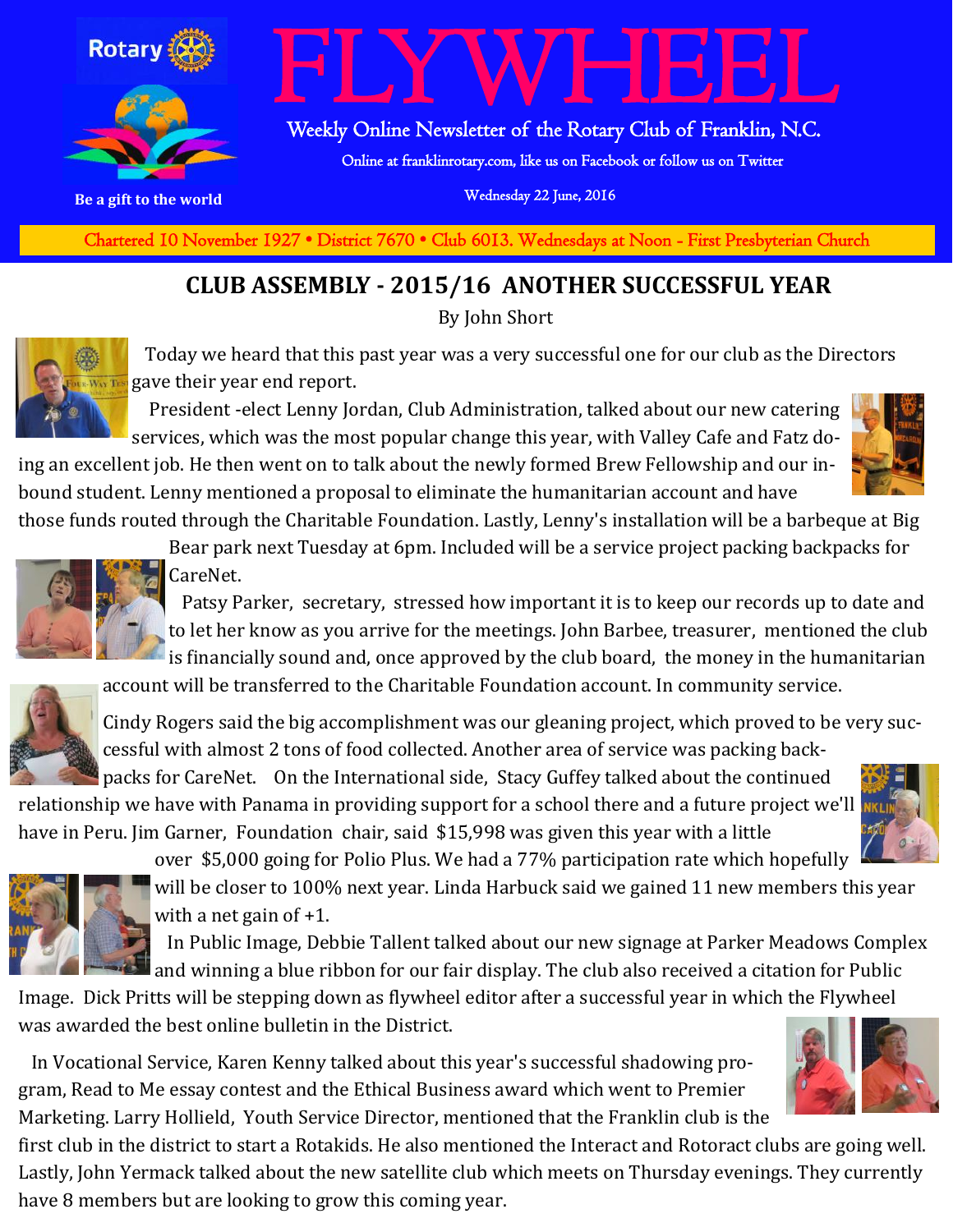Rotary

Be a gift to the world

# FLYWHEEL

Weekly Online Newsletter of the Rotary Club of Franklin, N.C.

Online at franklinrotary.com, like us on Facebook or follow us on Twitter

Wednesday 22 June, 2016

Chartered 10 November 1927 • District 7670 • Club 6013. Wednesdays at Noon - First Presbyterian Church

## CLUB ASSEMBLY - 2015/16 ANOTHER SUCCESSFUL YEAR

By John Short

Today we heard that this past year was a very successful one for our club as the Directors gave their year end report.

President -elect Lenny Jordan, Club Administration, talked about our new catering services, which was the most popular change this year, with Valley Cafe and Fatz doing an excellent job. He then went on to talk about the newly formed Brew Fellowship and our inbound student. Lenny mentioned a proposal to eliminate the humanitarian account and have those funds routed through the Charitable Foundation. Lastly, Lenny's installation will be a barbeque at Big Bear park next Tuesday at 6pm. Included will be a service project packing backpacks for CareNet.

Patsy Parker, secretary, stressed how important it is to keep our records up to date and to let her know as you arrive for the meetings. John Barbee, treasurer, mentioned the club is financially sound and, once approved by the club board, the money in the humanitarian account will be transferred to the Charitable Foundation account. In community service.

Cindy Rogers said the big accomplishment was our gleaning project, which proved to be very successful with almost 2 tons of food collected. Another area of service was packing backpacks for CareNet. On the International side, Stacy Guffey talked about the continued relationship we have with Panama in providing support for a school there and a future project we'll have in Peru. Jim Garner, Foundation chair, said $15,998 was given this year with a little over $5,000 going for Polio Plus. We had a 77% participation rate which hopefully will be closer to 100% next year. Linda Harbuck said we gained 11 new members this year with a net gain of +1.

In Public Image, Debbie Tallent talked about our new signage at Parker Meadows Complex and winning a blue ribbon for our fair display. The club also received a citation for Public Image. Dick Pritts will be stepping down as flywheel editor after a successful year in which the Flywheel was awarded the best online bulletin in the District.

In Vocational Service, Karen Kenny talked about this year's successful shadowing program, Read to Me essay contest and the Ethical Business award which went to Premier Marketing. Larry Hollield, Youth Service Director, mentioned that the Franklin club is the first club in the district to start a Rotakids. He also mentioned the Interact and Rotoract clubs are going well. Lastly, John Yermack talked about the new satellite club which meets on Thursday evenings. They currently have 8 members but are looking to grow this coming year.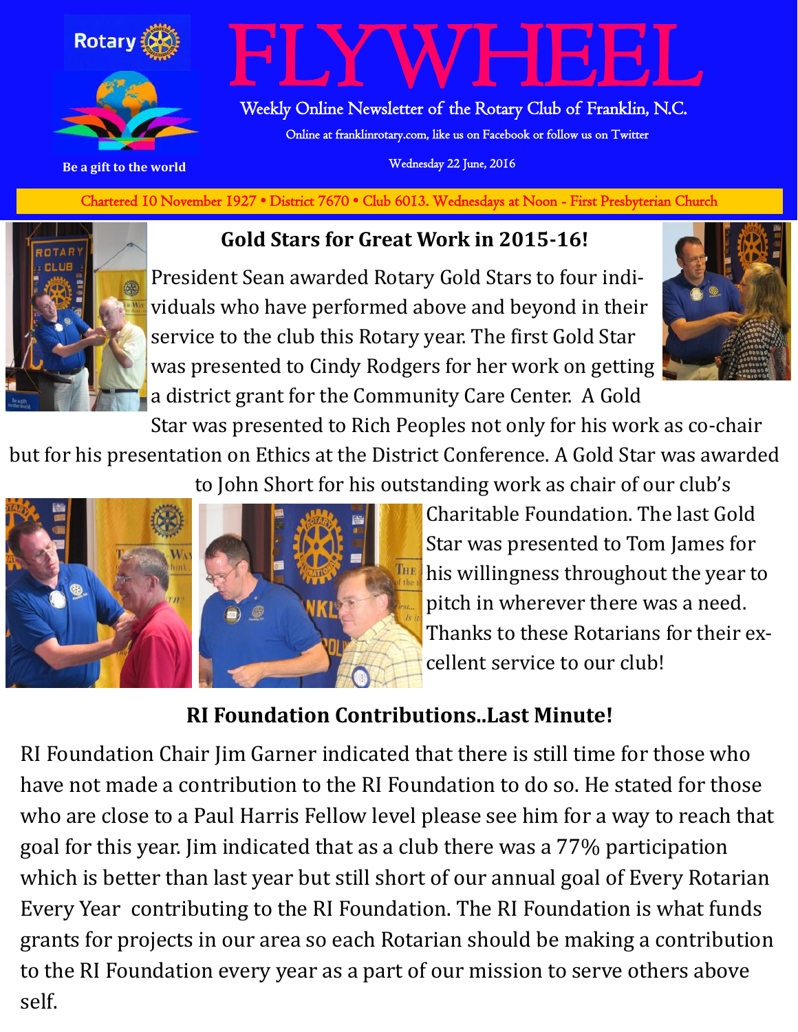# FLYWHEEL

Weekly Online Newsletter of the Rotary Club of Franklin, N.C.

Online at franklinrotary.com, like us on Facebook or follow us on Twitter

Wednesday 22 June, 2016

Be a gift to the world

Chartered 10 November 1927 • District 7670 • Club 6013. Wednesdays at Noon - First Presbyterian Church

## Gold Stars for Great Work in 2015-16!

President Sean awarded Rotary Gold Stars to four individuals who have performed above and beyond in their service to the club this Rotary year. The first Gold Star was presented to Cindy Rodgers for her work on getting a district grant for the Community Care Center. A Gold Star was presented to Rich Peoples not only for his work as co-chair but for his presentation on Ethics at the District Conference. A Gold Star was awarded to John Short for his outstanding work as chair of our club's Charitable Foundation. The last Gold Star was presented to Tom James for his willingness throughout the year to pitch in wherever there was a need. Thanks to these Rotarians for their excellent service to our club!

## RI Foundation Contributions..Last Minute!

RI Foundation Chair Jim Garner indicated that there is still time for those who have not made a contribution to the RI Foundation to do so. He stated for those who are close to a Paul Harris Fellow level please see him for a way to reach that goal for this year. Jim indicated that as a club there was a 77% participation which is better than last year but still short of our annual goal of Every Rotarian Every Year contributing to the RI Foundation. The RI Foundation is what funds grants for projects in our area so each Rotarian should be making a contribution to the RI Foundation every year as a part of our mission to serve others above self.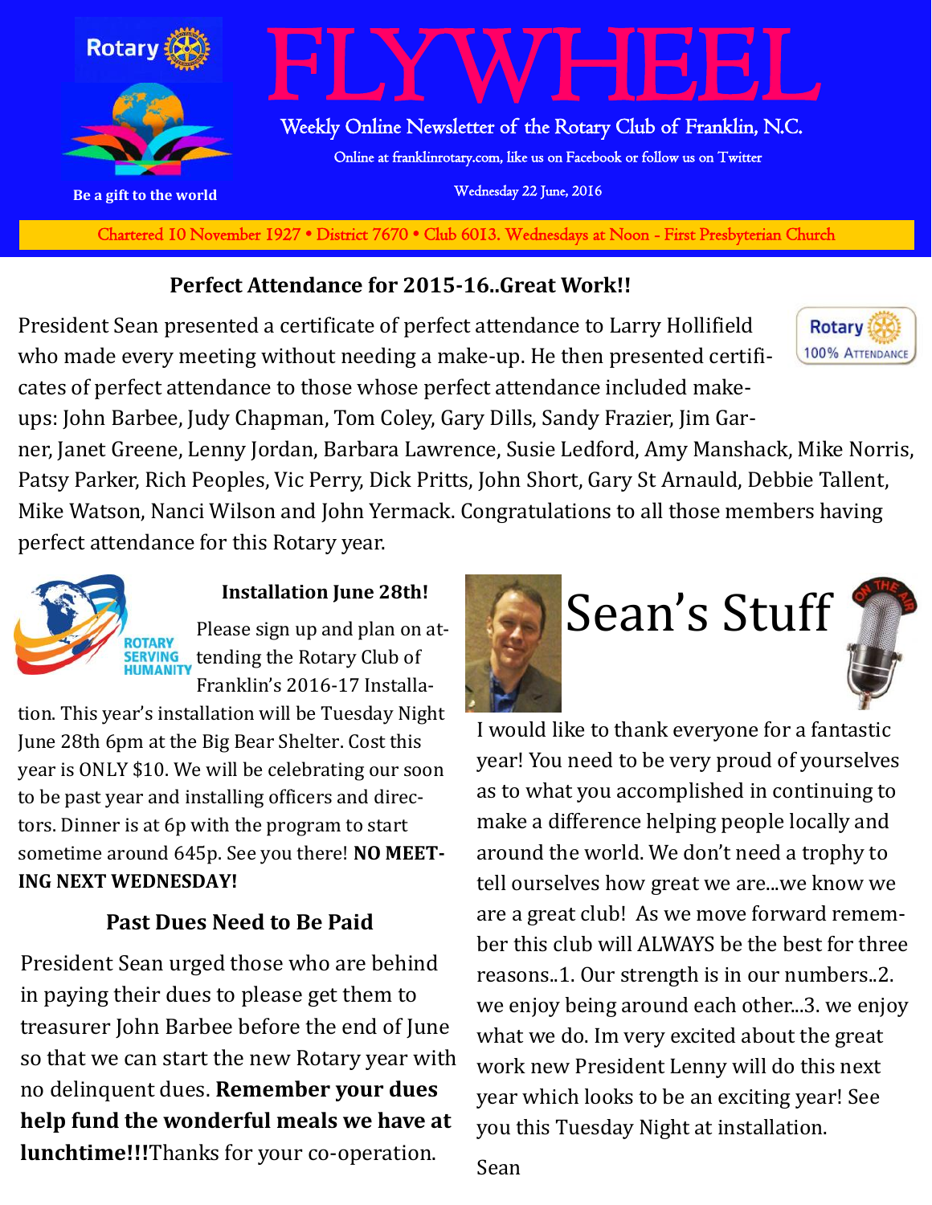# FLYWHEEL

Weekly Online Newsletter of the Rotary Club of Franklin, N.C.

Online at franklinrotary.com, like us on Facebook or follow us on Twitter

Wednesday 22 June, 2016

Be a gift to the world

Chartered 10 November 1927 • District 7670 • Club 6013. Wednesdays at Noon - First Presbyterian Church

## Perfect Attendance for 2015-16..Great Work!!

President Sean presented a certificate of perfect attendance to Larry Hollifield who made every meeting without needing a make-up. He then presented certificates of perfect attendance to those whose perfect attendance included make-ups: John Barbee, Judy Chapman, Tom Coley, Gary Dills, Sandy Frazier, Jim Garner, Janet Greene, Lenny Jordan, Barbara Lawrence, Susie Ledford, Amy Manshack, Mike Norris, Patsy Parker, Rich Peoples, Vic Perry, Dick Pritts, John Short, Gary St Arnauld, Debbie Tallent, Mike Watson, Nanci Wilson and John Yermack. Congratulations to all those members having perfect attendance for this Rotary year.

### Installation June 28th!

Please sign up and plan on attending the Rotary Club of Franklin's 2016-17 Installation. This year's installation will be Tuesday Night June 28th 6pm at the Big Bear Shelter. Cost this year is ONLY $10. We will be celebrating our soon to be past year and installing officers and directors. Dinner is at 6p with the program to start sometime around 645p. See you there! **NO MEETING NEXT WEDNESDAY!**

### Past Dues Need to Be Paid

President Sean urged those who are behind in paying their dues to please get them to treasurer John Barbee before the end of June so that we can start the new Rotary year with no delinquent dues. **Remember your dues help fund the wonderful meals we have at lunchtime!!!**Thanks for your co-operation.

## Sean's Stuff

I would like to thank everyone for a fantastic year! You need to be very proud of yourselves as to what you accomplished in continuing to make a difference helping people locally and around the world. We don't need a trophy to tell ourselves how great we are...we know we are a great club! As we move forward remember this club will ALWAYS be the best for three reasons..1. Our strength is in our numbers..2. we enjoy being around each other...3. we enjoy what we do. Im very excited about the great work new President Lenny will do this next year which looks to be an exciting year! See you this Tuesday Night at installation.

Sean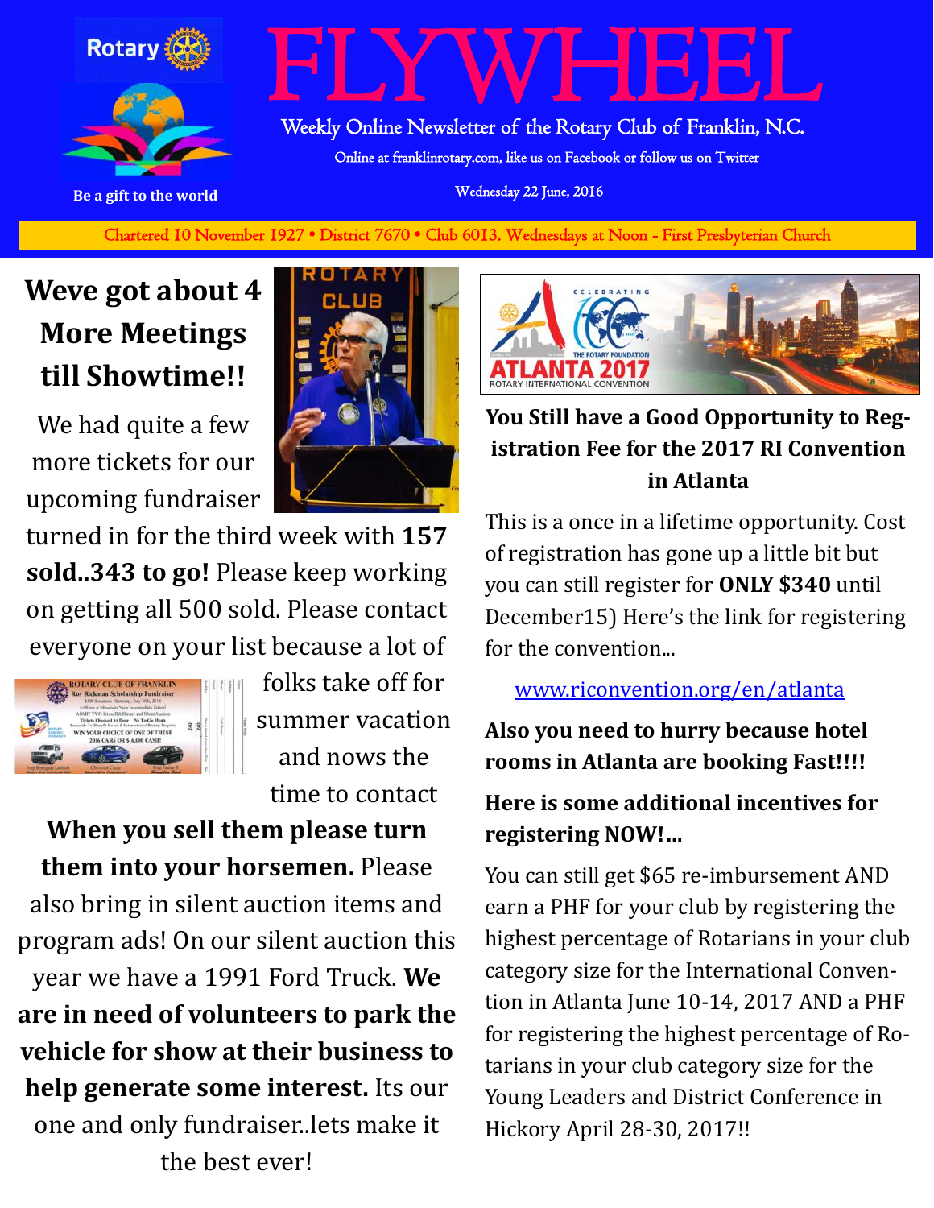# FLYWHEEL

Weekly Online Newsletter of the Rotary Club of Franklin, N.C.

Online at franklinrotary.com, like us on Facebook or follow us on Twitter

Wednesday 22 June, 2016

Be a gift to the world

Chartered 10 November 1927 • District 7670 • Club 6013. Wednesdays at Noon - First Presbyterian Church

## Weve got about 4 More Meetings till Showtime!!

We had quite a few more tickets for our upcoming fundraiser turned in for the third week with **157 sold..343 to go!** Please keep working on getting all 500 sold. Please contact everyone on your list because a lot of folks take off for summer vacation and nows the time to contact **When you sell them please turn them into your horsemen.** Please also bring in silent auction items and program ads! On our silent auction this year we have a 1991 Ford Truck. **We are in need of volunteers to park the vehicle for show at their business to help generate some interest.** Its our one and only fundraiser..lets make it the best ever!

## You Still have a Good Opportunity to Registration Fee for the 2017 RI Convention in Atlanta

This is a once in a lifetime opportunity. Cost of registration has gone up a little bit but you can still register for **ONLY $340** until December15) Here's the link for registering for the convention...

www.riconvention.org/en/atlanta

**Also you need to hurry because hotel rooms in Atlanta are booking Fast!!!!**

**Here is some additional incentives for registering NOW!...**

You can still get $65 re-imbursement AND earn a PHF for your club by registering the highest percentage of Rotarians in your club category size for the International Convention in Atlanta June 10-14, 2017 AND a PHF for registering the highest percentage of Rotarians in your club category size for the Young Leaders and District Conference in Hickory April 28-30, 2017!!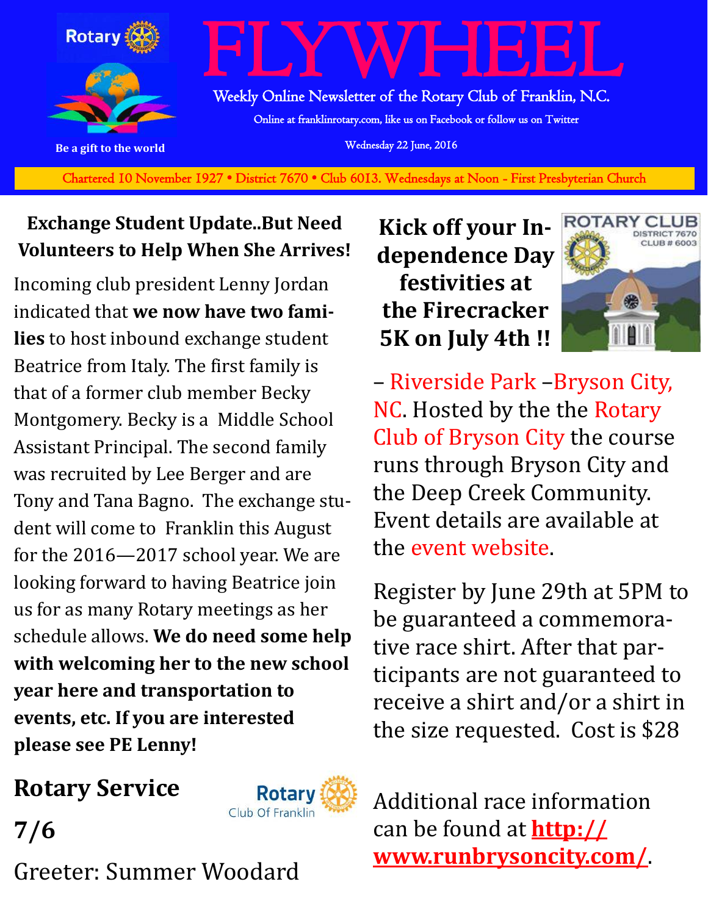# FLYWHEEL

Weekly Online Newsletter of the Rotary Club of Franklin, N.C.

Online at franklinrotary.com, like us on Facebook or follow us on Twitter

Wednesday 22 June, 2016

Be a gift to the world

Chartered 10 November 1927 • District 7670 • Club 6013. Wednesdays at Noon - First Presbyterian Church

## Exchange Student Update..But Need Volunteers to Help When She Arrives!

Incoming club president Lenny Jordan indicated that **we now have two families** to host inbound exchange student Beatrice from Italy. The first family is that of a former club member Becky Montgomery. Becky is a Middle School Assistant Principal. The second family was recruited by Lee Berger and are Tony and Tana Bagno. The exchange student will come to Franklin this August for the 2016—2017 school year. We are looking forward to having Beatrice join us for as many Rotary meetings as her schedule allows. **We do need some help with welcoming her to the new school year here and transportation to events, etc. If you are interested please see PE Lenny!**

## Rotary Service

## 7/6

Greeter: Summer Woodard

## Kick off your Independence Day festivities at the Firecracker 5K on July 4th !!

– Riverside Park –Bryson City, NC. Hosted by the the Rotary Club of Bryson City the course runs through Bryson City and the Deep Creek Community. Event details are available at the event website.

Register by June 29th at 5PM to be guaranteed a commemorative race shirt. After that participants are not guaranteed to receive a shirt and/or a shirt in the size requested. Cost is $28

Additional race information can be found at **http://www.runbrysoncity.com/**.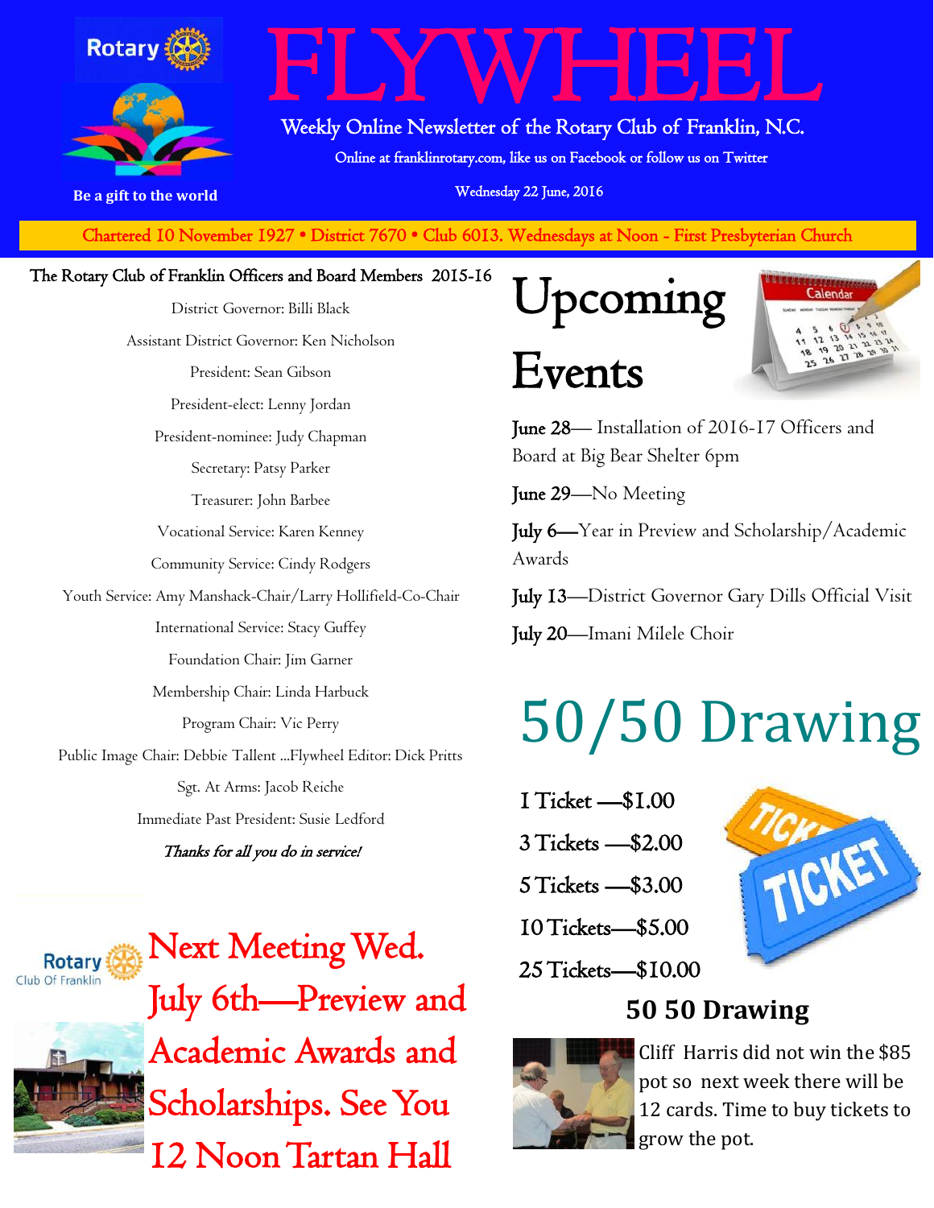# FLYWHEEL

Weekly Online Newsletter of the Rotary Club of Franklin, N.C.

Online at franklinrotary.com, like us on Facebook or follow us on Twitter

Wednesday 22 June, 2016

Be a gift to the world

Chartered 10 November 1927 • District 7670 • Club 6013. Wednesdays at Noon - First Presbyterian Church

## The Rotary Club of Franklin Officers and Board Members 2015-16

District Governor: Billi Black

Assistant District Governor: Ken Nicholson

President: Sean Gibson

President-elect: Lenny Jordan

President-nominee: Judy Chapman

Secretary: Patsy Parker

Treasurer: John Barbee

Vocational Service: Karen Kenney

Community Service: Cindy Rodgers

Youth Service: Amy Manshack-Chair/Larry Hollifield-Co-Chair

International Service: Stacy Guffey

Foundation Chair: Jim Garner

Membership Chair: Linda Harbuck

Program Chair: Vic Perry

Public Image Chair: Debbie Tallent ...Flywheel Editor: Dick Pritts

Sgt. At Arms: Jacob Reiche

Immediate Past President: Susie Ledford

*Thanks for all you do in service!*

## Next Meeting Wed. July 6th—Preview and Academic Awards and Scholarships. See You 12 Noon Tartan Hall

## Upcoming Events

**June 28**— Installation of 2016-17 Officers and Board at Big Bear Shelter 6pm

**June 29**—No Meeting

**July 6**—Year in Preview and Scholarship/Academic Awards

**July 13**—District Governor Gary Dills Official Visit

**July 20**—Imani Milele Choir

## 50/50 Drawing

1 Ticket —$1.00

3 Tickets —$2.00

5 Tickets —$3.00

10 Tickets—$5.00

25 Tickets—$10.00

### 50 50 Drawing

Cliff Harris did not win the $85 pot so next week there will be 12 cards. Time to buy tickets to grow the pot.